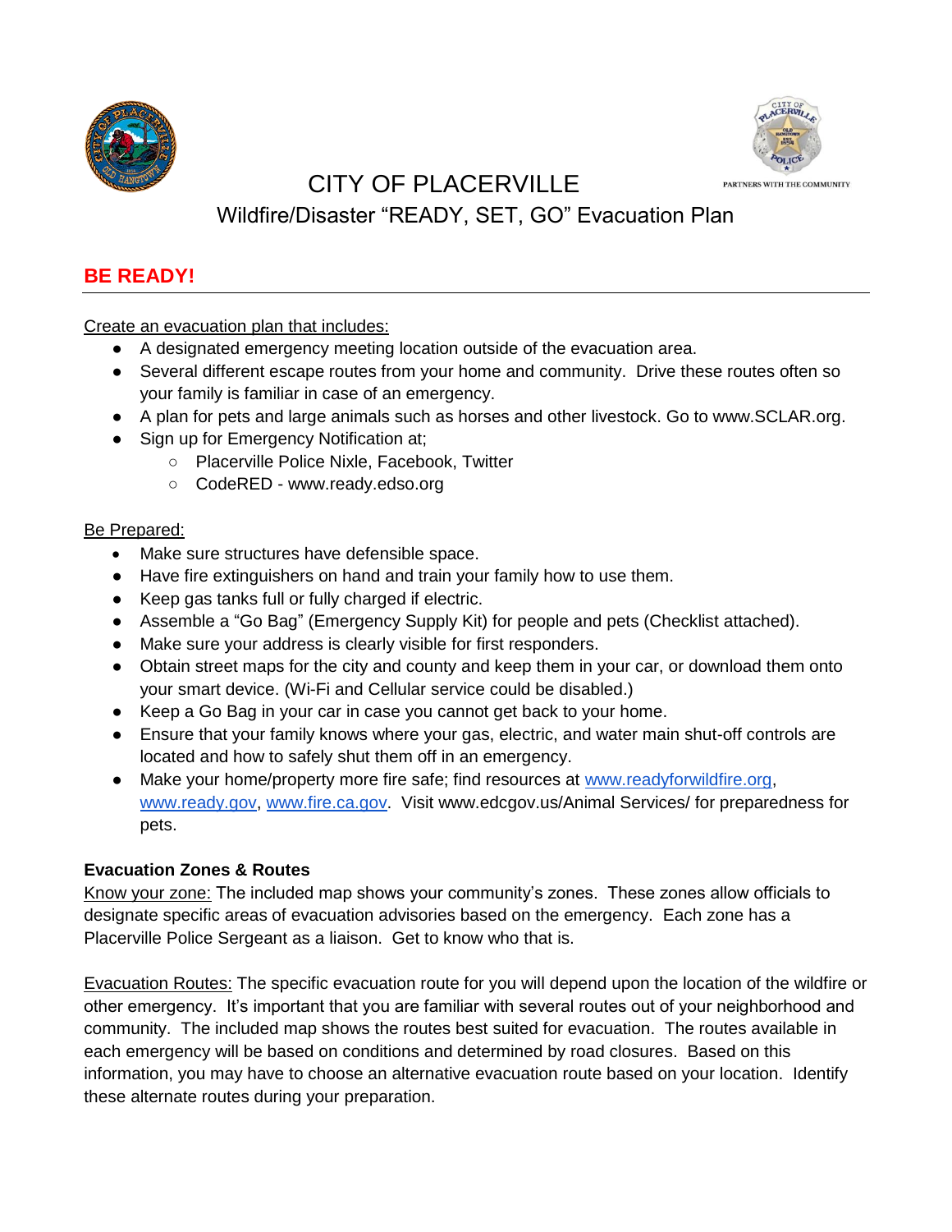# CITY OF PLACERVILLE

## Wildfire/Disaster "READY, SET, GO" Evacuation Plan

## BE READY!

Create an evacuation plan that includes:

- A designated emergency meeting location outside of the evacuation area.
- Several different escape routes from your home and community. Drive these routes often so your family is familiar in case of an emergency.
- A plan for pets and large animals such as horses and other livestock. Go to www.SCLAR.org.
- Sign up for Emergency Notification at;
  - Placerville Police Nixle, Facebook, Twitter
  - CodeRED - www.ready.edso.org

Be Prepared:

- Make sure structures have defensible space.
- Have fire extinguishers on hand and train your family how to use them.
- Keep gas tanks full or fully charged if electric.
- Assemble a "Go Bag" (Emergency Supply Kit) for people and pets (Checklist attached).
- Make sure your address is clearly visible for first responders.
- Obtain street maps for the city and county and keep them in your car, or download them onto your smart device. (Wi-Fi and Cellular service could be disabled.)
- Keep a Go Bag in your car in case you cannot get back to your home.
- Ensure that your family knows where your gas, electric, and water main shut-off controls are located and how to safely shut them off in an emergency.
- Make your home/property more fire safe; find resources at www.readyforwildfire.org, www.ready.gov, www.fire.ca.gov. Visit www.edcgov.us/Animal Services/ for preparedness for pets.

**Evacuation Zones & Routes**

Know your zone: The included map shows your community's zones. These zones allow officials to designate specific areas of evacuation advisories based on the emergency. Each zone has a Placerville Police Sergeant as a liaison. Get to know who that is.

Evacuation Routes: The specific evacuation route for you will depend upon the location of the wildfire or other emergency. It's important that you are familiar with several routes out of your neighborhood and community. The included map shows the routes best suited for evacuation. The routes available in each emergency will be based on conditions and determined by road closures. Based on this information, you may have to choose an alternative evacuation route based on your location. Identify these alternate routes during your preparation.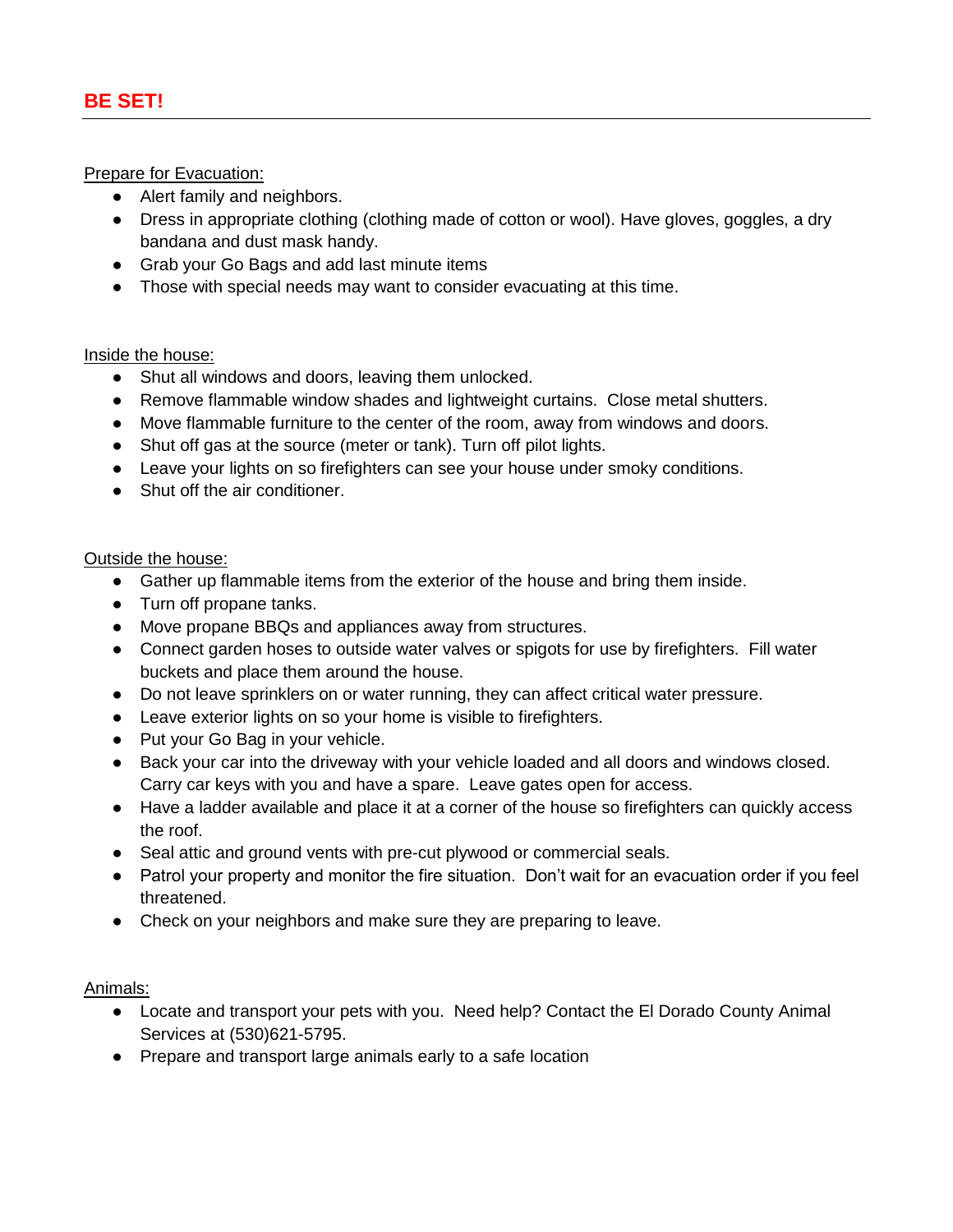## BE SET!

Prepare for Evacuation:

- Alert family and neighbors.
- Dress in appropriate clothing (clothing made of cotton or wool). Have gloves, goggles, a dry bandana and dust mask handy.
- Grab your Go Bags and add last minute items
- Those with special needs may want to consider evacuating at this time.

Inside the house:

- Shut all windows and doors, leaving them unlocked.
- Remove flammable window shades and lightweight curtains. Close metal shutters.
- Move flammable furniture to the center of the room, away from windows and doors.
- Shut off gas at the source (meter or tank). Turn off pilot lights.
- Leave your lights on so firefighters can see your house under smoky conditions.
- Shut off the air conditioner.

Outside the house:

- Gather up flammable items from the exterior of the house and bring them inside.
- Turn off propane tanks.
- Move propane BBQs and appliances away from structures.
- Connect garden hoses to outside water valves or spigots for use by firefighters. Fill water buckets and place them around the house.
- Do not leave sprinklers on or water running, they can affect critical water pressure.
- Leave exterior lights on so your home is visible to firefighters.
- Put your Go Bag in your vehicle.
- Back your car into the driveway with your vehicle loaded and all doors and windows closed. Carry car keys with you and have a spare. Leave gates open for access.
- Have a ladder available and place it at a corner of the house so firefighters can quickly access the roof.
- Seal attic and ground vents with pre-cut plywood or commercial seals.
- Patrol your property and monitor the fire situation. Don't wait for an evacuation order if you feel threatened.
- Check on your neighbors and make sure they are preparing to leave.

Animals:

- Locate and transport your pets with you. Need help? Contact the El Dorado County Animal Services at (530)621-5795.
- Prepare and transport large animals early to a safe location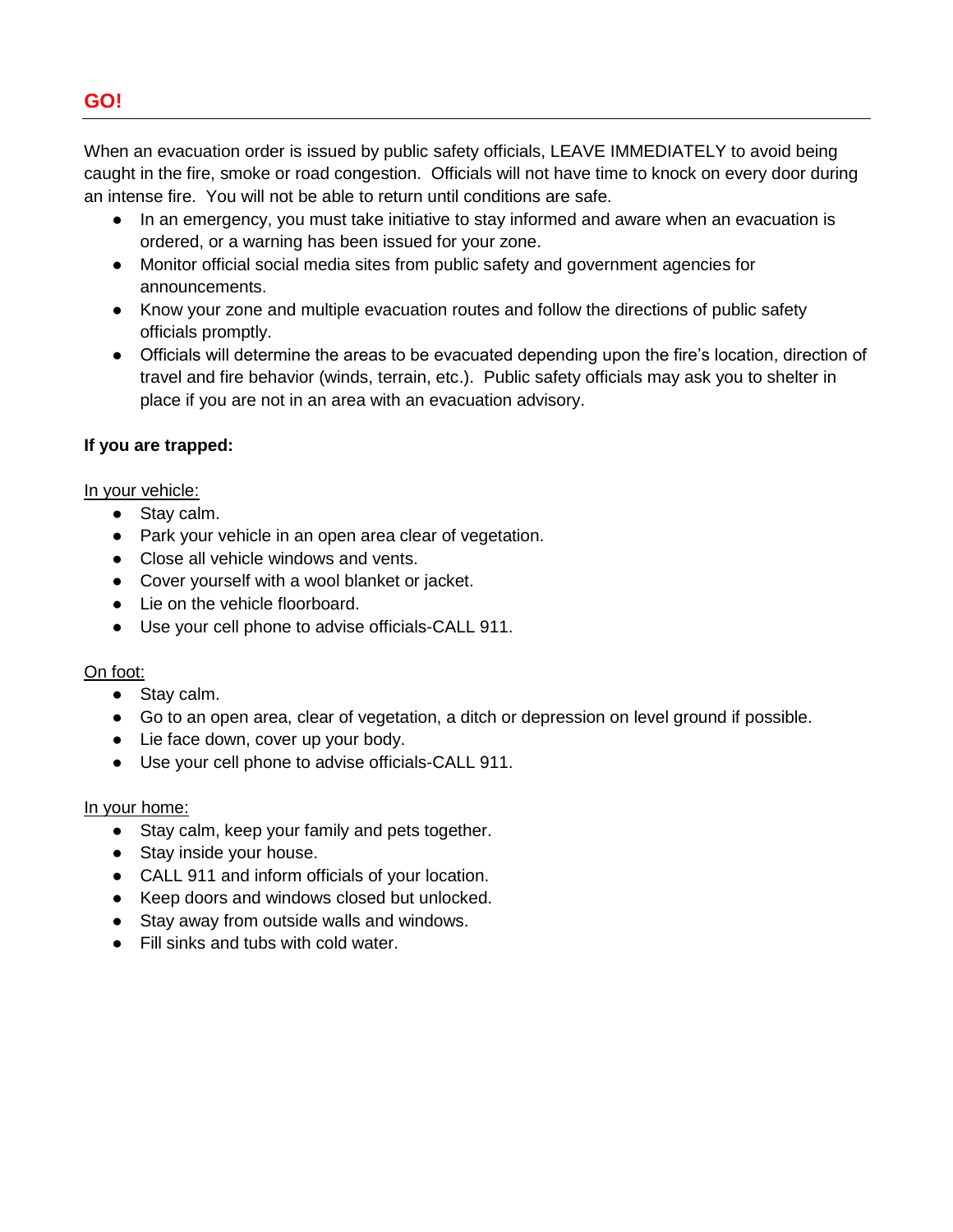## GO!

When an evacuation order is issued by public safety officials, LEAVE IMMEDIATELY to avoid being caught in the fire, smoke or road congestion.  Officials will not have time to knock on every door during an intense fire.  You will not be able to return until conditions are safe.

- In an emergency, you must take initiative to stay informed and aware when an evacuation is ordered, or a warning has been issued for your zone.
- Monitor official social media sites from public safety and government agencies for announcements.
- Know your zone and multiple evacuation routes and follow the directions of public safety officials promptly.
- Officials will determine the areas to be evacuated depending upon the fire's location, direction of travel and fire behavior (winds, terrain, etc.).  Public safety officials may ask you to shelter in place if you are not in an area with an evacuation advisory.

**If you are trapped:**

<u>In your vehicle:</u>

- Stay calm.
- Park your vehicle in an open area clear of vegetation.
- Close all vehicle windows and vents.
- Cover yourself with a wool blanket or jacket.
- Lie on the vehicle floorboard.
- Use your cell phone to advise officials-CALL 911.

<u>On foot:</u>

- Stay calm.
- Go to an open area, clear of vegetation, a ditch or depression on level ground if possible.
- Lie face down, cover up your body.
- Use your cell phone to advise officials-CALL 911.

<u>In your home:</u>

- Stay calm, keep your family and pets together.
- Stay inside your house.
- CALL 911 and inform officials of your location.
- Keep doors and windows closed but unlocked.
- Stay away from outside walls and windows.
- Fill sinks and tubs with cold water.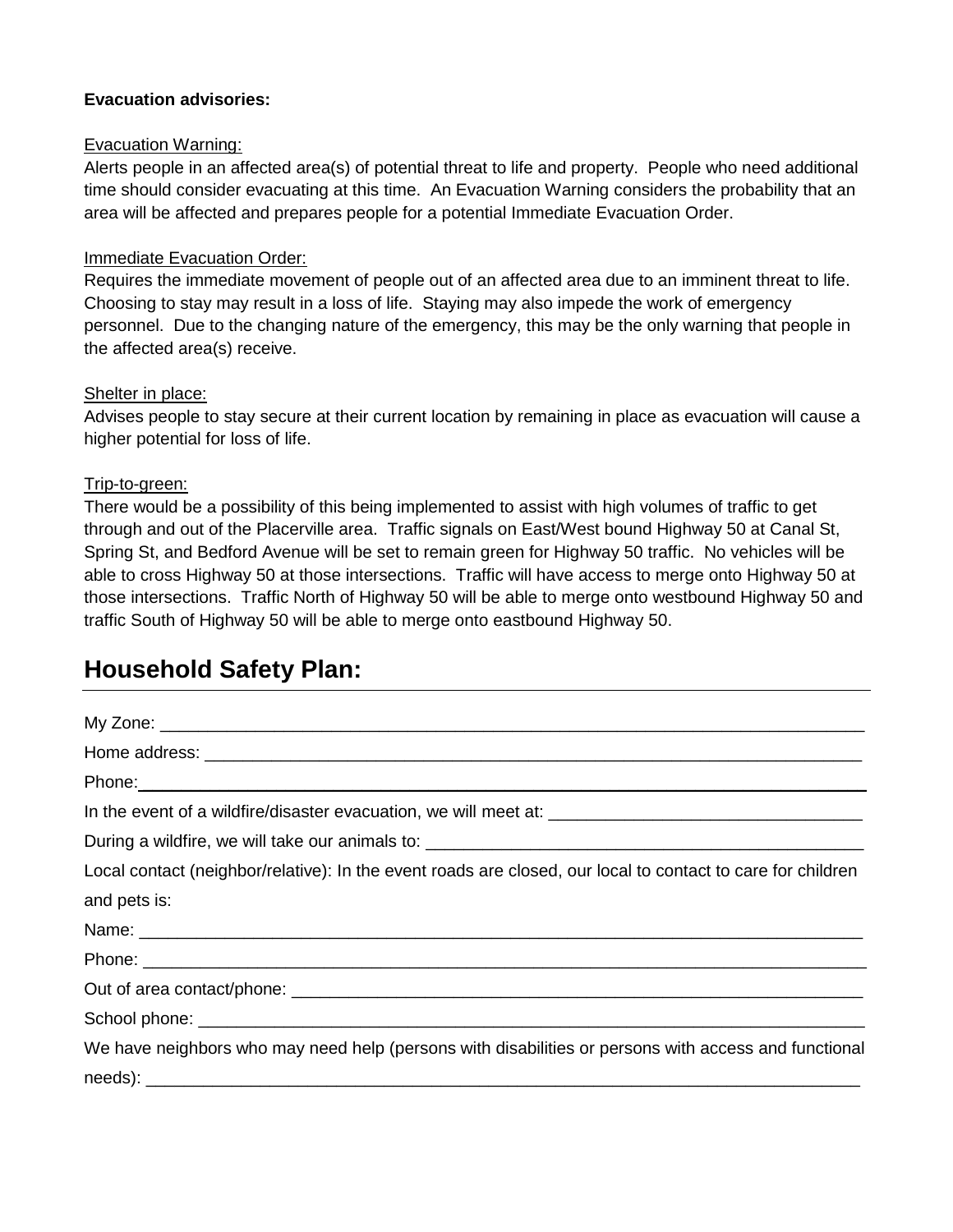**Evacuation advisories:**

Evacuation Warning:
Alerts people in an affected area(s) of potential threat to life and property. People who need additional time should consider evacuating at this time. An Evacuation Warning considers the probability that an area will be affected and prepares people for a potential Immediate Evacuation Order.

Immediate Evacuation Order:
Requires the immediate movement of people out of an affected area due to an imminent threat to life. Choosing to stay may result in a loss of life. Staying may also impede the work of emergency personnel. Due to the changing nature of the emergency, this may be the only warning that people in the affected area(s) receive.

Shelter in place:
Advises people to stay secure at their current location by remaining in place as evacuation will cause a higher potential for loss of life.

Trip-to-green:
There would be a possibility of this being implemented to assist with high volumes of traffic to get through and out of the Placerville area. Traffic signals on East/West bound Highway 50 at Canal St, Spring St, and Bedford Avenue will be set to remain green for Highway 50 traffic. No vehicles will be able to cross Highway 50 at those intersections. Traffic will have access to merge onto Highway 50 at those intersections. Traffic North of Highway 50 will be able to merge onto westbound Highway 50 and traffic South of Highway 50 will be able to merge onto eastbound Highway 50.

## Household Safety Plan:

My Zone: ___________________________________________________________________________

Home address: ______________________________________________________________________

Phone: ____________________________________________________________________________

In the event of a wildfire/disaster evacuation, we will meet at: _______________________________

During a wildfire, we will take our animals to: ____________________________________________

Local contact (neighbor/relative): In the event roads are closed, our local to contact to care for children and pets is:

Name: ____________________________________________________________________________

Phone: ____________________________________________________________________________

Out of area contact/phone: ____________________________________________________________

School phone: ______________________________________________________________________

We have neighbors who may need help (persons with disabilities or persons with access and functional needs): __________________________________________________________________________